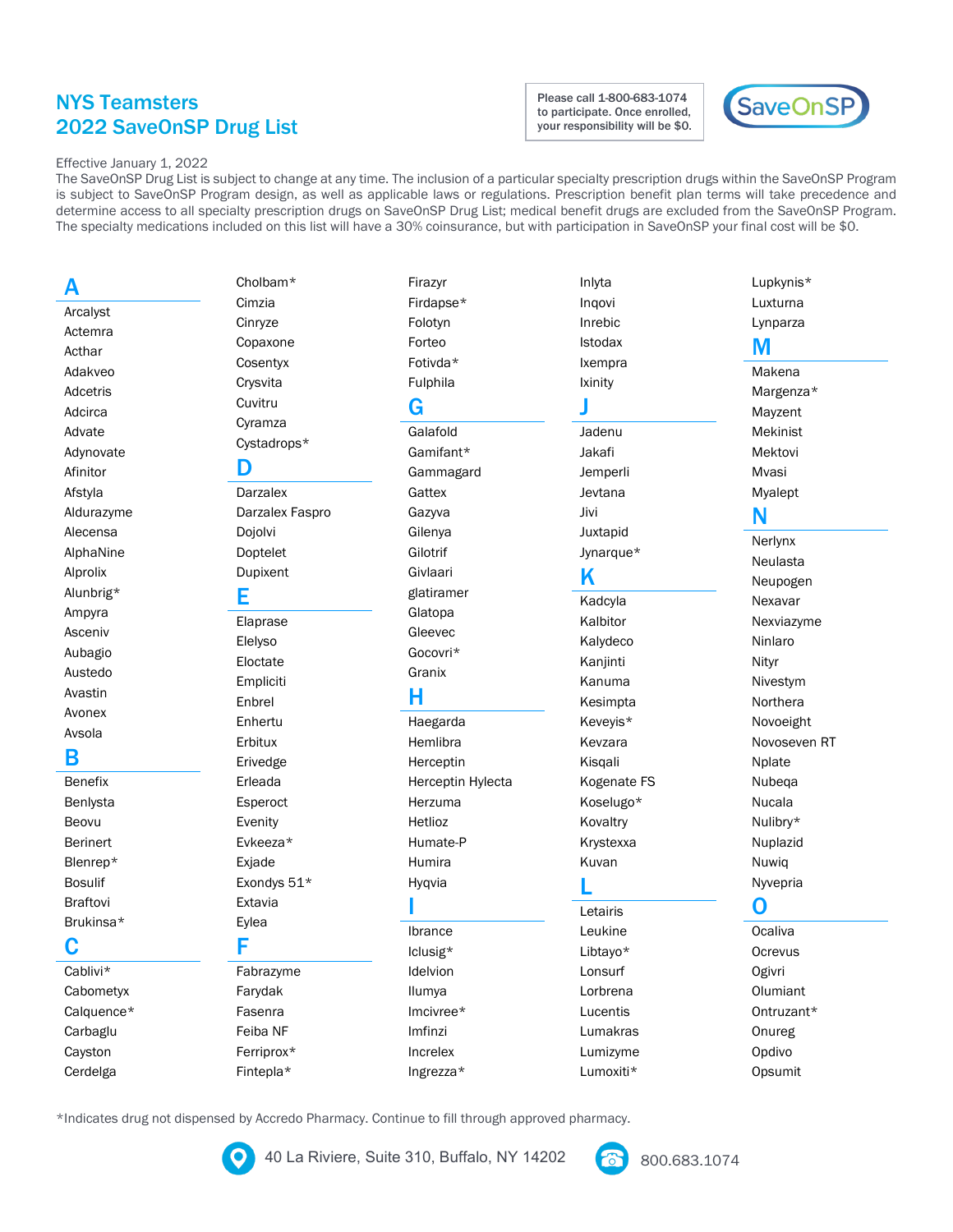# NYS Teamsters
# 2022 SaveOnSP Drug List

Please call 1-800-683-1074 to participate. Once enrolled, your responsibility will be $0.

SaveOnSP

Effective January 1, 2022

The SaveOnSP Drug List is subject to change at any time. The inclusion of a particular specialty prescription drugs within the SaveOnSP Program is subject to SaveOnSP Program design, as well as applicable laws or regulations. Prescription benefit plan terms will take precedence and determine access to all specialty prescription drugs on SaveOnSP Drug List; medical benefit drugs are excluded from the SaveOnSP Program. The specialty medications included on this list will have a 30% coinsurance, but with participation in SaveOnSP your final cost will be $0.

## A

- Arcalyst
- Actemra
- Acthar
- Adakveo
- Adcetris
- Adcirca
- Advate
- Adynovate
- Afinitor
- Afstyla
- Aldurazyme
- Alecensa
- AlphaNine
- Alprolix
- Alunbrig*
- Ampyra
- Asceniv
- Aubagio
- Austedo
- Avastin
- Avonex
- Avsola

## B

- Benefix
- Benlysta
- Beovu
- Berinert
- Blenrep*
- Bosulif
- Braftovi
- Brukinsa*

## C

- Cablivi*
- Cabometyx
- Calquence*
- Carbaglu
- Cayston
- Cerdelga
- Cholbam*
- Cimzia
- Cinryze
- Copaxone
- Cosentyx
- Crysvita
- Cuvitru
- Cyramza
- Cystadrops*

## D

- Darzalex
- Darzalex Faspro
- Dojolvi
- Doptelet
- Dupixent

## E

- Elaprase
- Elelyso
- Eloctate
- Empliciti
- Enbrel
- Enhertu
- Erbitux
- Erivedge
- Erleada
- Esperoct
- Evenity
- Evkeeza*
- Exjade
- Exondys 51*
- Extavia
- Eylea

## F

- Fabrazyme
- Farydak
- Fasenra
- Feiba NF
- Ferriprox*
- Fintepla*
- Firazyr
- Firdapse*
- Folotyn
- Forteo
- Fotivda*
- Fulphila

## G

- Galafold
- Gamifant*
- Gammagard
- Gattex
- Gazyva
- Gilenya
- Gilotrif
- Givlaari
- glatiramer
- Glatopa
- Gleevec
- Gocovri*
- Granix

## H

- Haegarda
- Hemlibra
- Herceptin
- Herceptin Hylecta
- Herzuma
- Hetlioz
- Humate-P
- Humira
- Hyqvia

## I

- Ibrance
- Iclusig*
- Idelvion
- Ilumya
- Imcivree*
- Imfinzi
- Increlex
- Ingrezza*
- Inlyta
- Inqovi
- Inrebic
- Istodax
- Ixempra
- Ixinity

## J

- Jadenu
- Jakafi
- Jemperli
- Jevtana
- Jivi
- Juxtapid
- Jynarque*

## K

- Kadcyla
- Kalbitor
- Kalydeco
- Kanjinti
- Kanuma
- Kesimpta
- Keveyis*
- Kevzara
- Kisqali
- Kogenate FS
- Koselugo*
- Kovaltry
- Krystexxa
- Kuvan

## L

- Letairis
- Leukine
- Libtayo*
- Lonsurf
- Lorbrena
- Lucentis
- Lumakras
- Lumizyme
- Lumoxiti*
- Lupkynis*
- Luxturna
- Lynparza

## M

- Makena
- Margenza*
- Mayzent
- Mekinist
- Mektovi
- Mvasi
- Myalept

## N

- Nerlynx
- Neulasta
- Neupogen
- Nexavar
- Nexviazyme
- Ninlaro
- Nityr
- Nivestym
- Northera
- Novoeight
- Novoseven RT
- Nplate
- Nubeqa
- Nucala
- Nulibry*
- Nuplazid
- Nuwiq
- Nyvepria

## O

- Ocaliva
- Ocrevus
- Ogivri
- Olumiant
- Ontruzant*
- Onureg
- Opdivo
- Opsumit

*Indicates drug not dispensed by Accredo Pharmacy. Continue to fill through approved pharmacy.

40 La Riviere, Suite 310, Buffalo, NY 14202

800.683.1074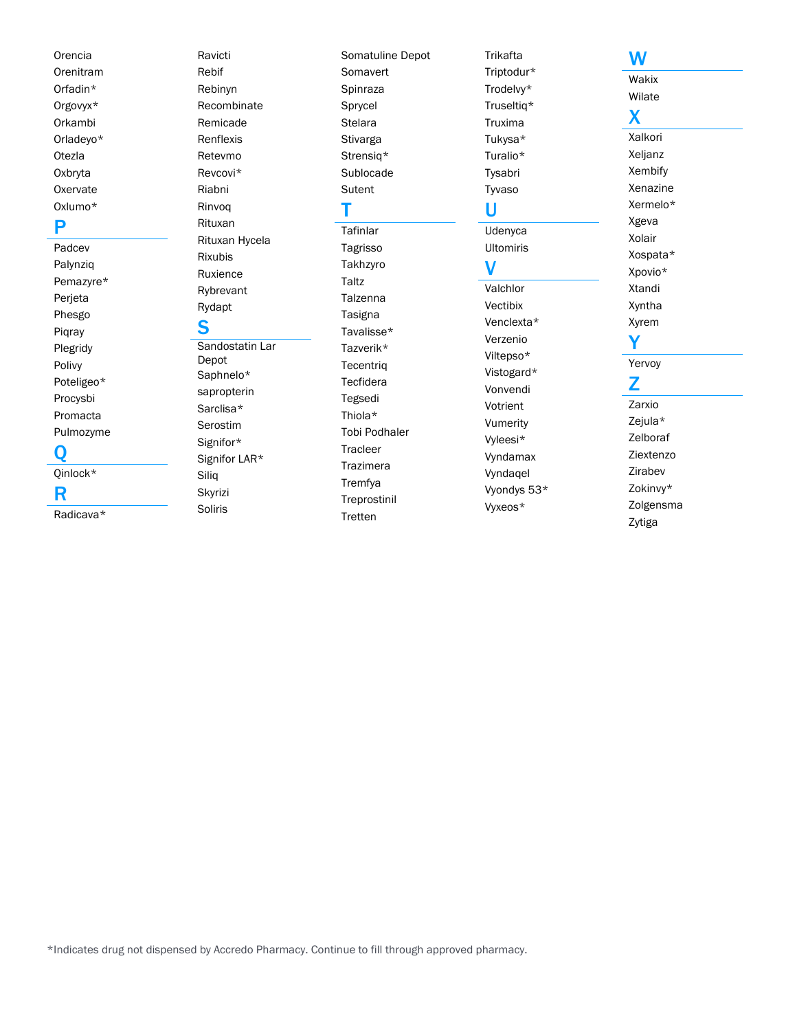Orencia
Orenitram
Orfadin*
Orgovyx*
Orkambi
Orladeyo*
Otezla
Oxbryta
Oxervate
Oxlumo*

## P

Padcev
Palynziq
Pemazyre*
Perjeta
Phesgo
Piqray
Plegridy
Polivy
Poteligeo*
Procysbi
Promacta
Pulmozyme

## Q

Qinlock*

## R

Radicava*
Ravicti
Rebif
Rebinyn
Recombinate
Remicade
Renflexis
Retevmo
Revcovi*
Riabni
Rinvoq
Rituxan
Rituxan Hycela
Rixubis
Ruxience
Rybrevant
Rydapt

## S

Sandostatin Lar Depot
Saphnelo*
sapropterin
Sarclisa*
Serostim
Signifor*
Signifor LAR*
Siliq
Skyrizi
Soliris
Somatuline Depot
Somavert
Spinraza
Sprycel
Stelara
Stivarga
Strensiq*
Sublocade
Sutent

## T

Tafinlar
Tagrisso
Takhzyro
Taltz
Talzenna
Tasigna
Tavalisse*
Tazverik*
Tecentriq
Tecfidera
Tegsedi
Thiola*
Tobi Podhaler
Tracleer
Trazimera
Tremfya
Treprostinil
Tretten
Trikafta
Triptodur*
Trodelvy*
Truseltiq*
Truxima
Tukysa*
Turalio*
Tysabri
Tyvaso

## U

Udenyca
Ultomiris

## V

Valchlor
Vectibix
Venclexta*
Verzenio
Viltepso*
Vistogard*
Vonvendi
Votrient
Vumerity
Vyleesi*
Vyndamax
Vyndaqel
Vyondys 53*
Vyxeos*

## W

Wakix
Wilate

## X

Xalkori
Xeljanz
Xembify
Xenazine
Xermelo*
Xgeva
Xolair
Xospata*
Xpovio*
Xtandi
Xyntha
Xyrem

## Y

Yervoy

## Z

Zarxio
Zejula*
Zelboraf
Ziextenzo
Zirabev
Zokinvy*
Zolgensma
Zytiga

*Indicates drug not dispensed by Accredo Pharmacy. Continue to fill through approved pharmacy.